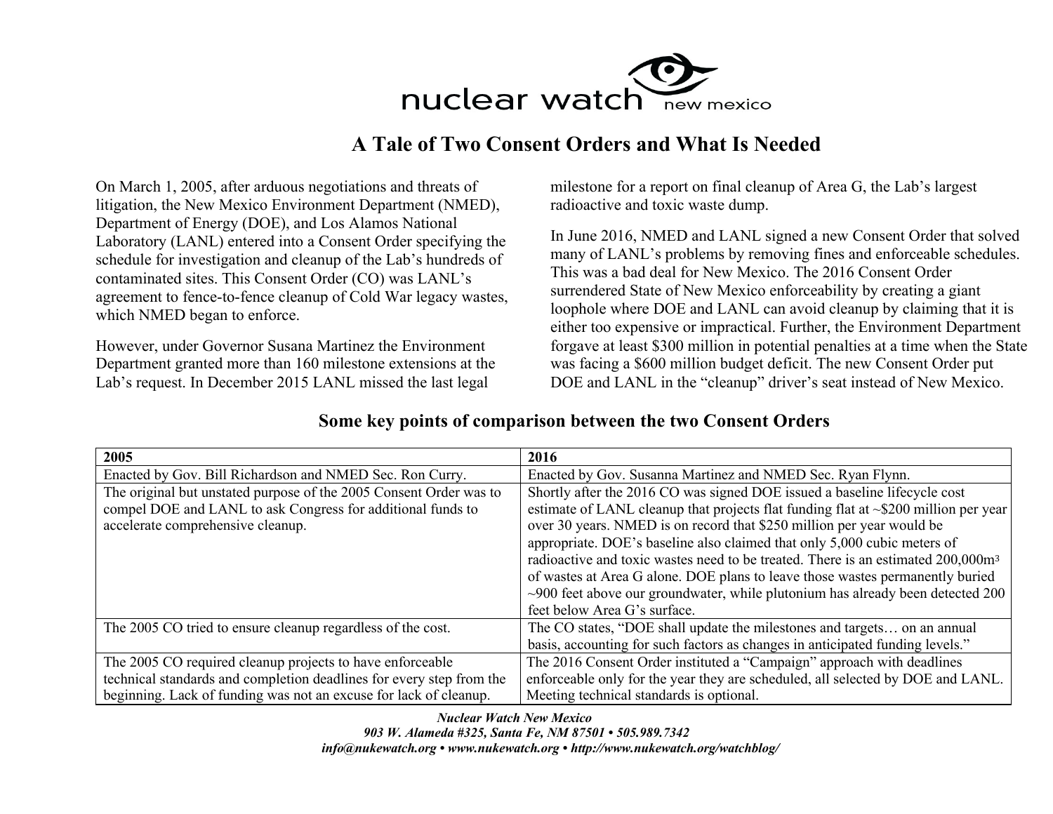nuclear watch new mexico

# A Tale of Two Consent Orders and What Is Needed

On March 1, 2005, after arduous negotiations and threats of litigation, the New Mexico Environment Department (NMED), Department of Energy (DOE), and Los Alamos National Laboratory (LANL) entered into a Consent Order specifying the schedule for investigation and cleanup of the Lab's hundreds of contaminated sites. This Consent Order (CO) was LANL's agreement to fence-to-fence cleanup of Cold War legacy wastes, which NMED began to enforce.

However, under Governor Susana Martinez the Environment Department granted more than 160 milestone extensions at the Lab's request. In December 2015 LANL missed the last legal milestone for a report on final cleanup of Area G, the Lab's largest radioactive and toxic waste dump.

In June 2016, NMED and LANL signed a new Consent Order that solved many of LANL's problems by removing fines and enforceable schedules. This was a bad deal for New Mexico. The 2016 Consent Order surrendered State of New Mexico enforceability by creating a giant loophole where DOE and LANL can avoid cleanup by claiming that it is either too expensive or impractical. Further, the Environment Department forgave at least $300 million in potential penalties at a time when the State was facing a $600 million budget deficit. The new Consent Order put DOE and LANL in the "cleanup" driver's seat instead of New Mexico.

## Some key points of comparison between the two Consent Orders

| 2005 | 2016 |
|---|---|
| Enacted by Gov. Bill Richardson and NMED Sec. Ron Curry. | Enacted by Gov. Susanna Martinez and NMED Sec. Ryan Flynn. |
| The original but unstated purpose of the 2005 Consent Order was to compel DOE and LANL to ask Congress for additional funds to accelerate comprehensive cleanup. | Shortly after the 2016 CO was signed DOE issued a baseline lifecycle cost estimate of LANL cleanup that projects flat funding flat at ~$200 million per year over 30 years. NMED is on record that $250 million per year would be appropriate. DOE's baseline also claimed that only 5,000 cubic meters of radioactive and toxic wastes need to be treated. There is an estimated 200,000m$^3$ of wastes at Area G alone. DOE plans to leave those wastes permanently buried ~900 feet above our groundwater, while plutonium has already been detected 200 feet below Area G's surface. |
| The 2005 CO tried to ensure cleanup regardless of the cost. | The CO states, "DOE shall update the milestones and targets… on an annual basis, accounting for such factors as changes in anticipated funding levels." |
| The 2005 CO required cleanup projects to have enforceable technical standards and completion deadlines for every step from the beginning. Lack of funding was not an excuse for lack of cleanup. | The 2016 Consent Order instituted a "Campaign" approach with deadlines enforceable only for the year they are scheduled, all selected by DOE and LANL. Meeting technical standards is optional. |

***Nuclear Watch New Mexico***
***903 W. Alameda #325, Santa Fe, NM 87501 • 505.989.7342***
***info@nukewatch.org • www.nukewatch.org • http://www.nukewatch.org/watchblog/***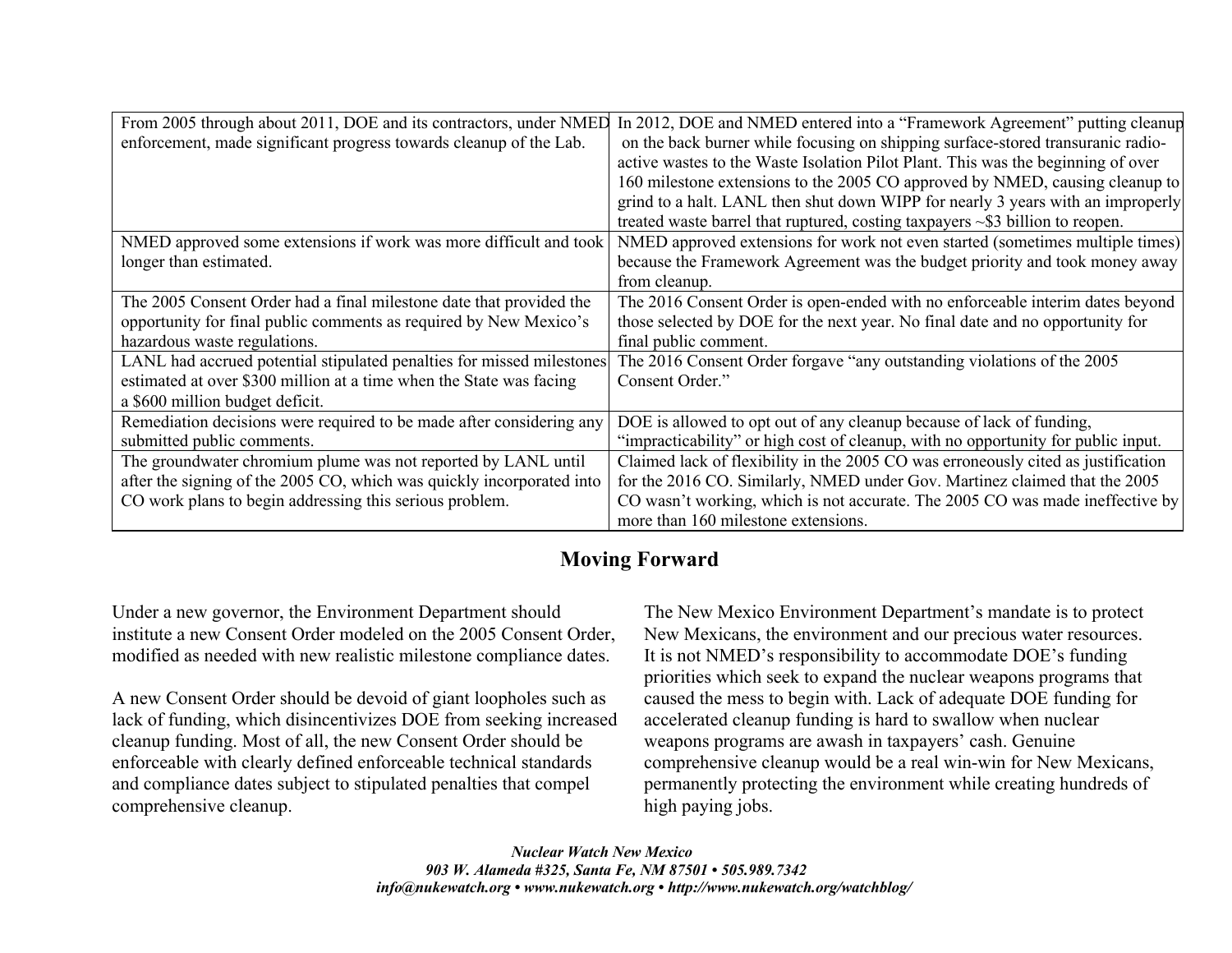| | |
|---|---|
| From 2005 through about 2011, DOE and its contractors, under NMED enforcement, made significant progress towards cleanup of the Lab. | In 2012, DOE and NMED entered into a "Framework Agreement" putting cleanup on the back burner while focusing on shipping surface-stored transuranic radio-active wastes to the Waste Isolation Pilot Plant. This was the beginning of over 160 milestone extensions to the 2005 CO approved by NMED, causing cleanup to grind to a halt. LANL then shut down WIPP for nearly 3 years with an improperly treated waste barrel that ruptured, costing taxpayers ~$3 billion to reopen. |
| NMED approved some extensions if work was more difficult and took longer than estimated. | NMED approved extensions for work not even started (sometimes multiple times) because the Framework Agreement was the budget priority and took money away from cleanup. |
| The 2005 Consent Order had a final milestone date that provided the opportunity for final public comments as required by New Mexico's hazardous waste regulations. | The 2016 Consent Order is open-ended with no enforceable interim dates beyond those selected by DOE for the next year. No final date and no opportunity for final public comment. |
| LANL had accrued potential stipulated penalties for missed milestones estimated at over $300 million at a time when the State was facing a $600 million budget deficit. | The 2016 Consent Order forgave "any outstanding violations of the 2005 Consent Order." |
| Remediation decisions were required to be made after considering any submitted public comments. | DOE is allowed to opt out of any cleanup because of lack of funding, "impracticability" or high cost of cleanup, with no opportunity for public input. |
| The groundwater chromium plume was not reported by LANL until after the signing of the 2005 CO, which was quickly incorporated into CO work plans to begin addressing this serious problem. | Claimed lack of flexibility in the 2005 CO was erroneously cited as justification for the 2016 CO. Similarly, NMED under Gov. Martinez claimed that the 2005 CO wasn't working, which is not accurate. The 2005 CO was made ineffective by more than 160 milestone extensions. |

## Moving Forward

Under a new governor, the Environment Department should institute a new Consent Order modeled on the 2005 Consent Order, modified as needed with new realistic milestone compliance dates.

A new Consent Order should be devoid of giant loopholes such as lack of funding, which disincentivizes DOE from seeking increased cleanup funding. Most of all, the new Consent Order should be enforceable with clearly defined enforceable technical standards and compliance dates subject to stipulated penalties that compel comprehensive cleanup.

The New Mexico Environment Department's mandate is to protect New Mexicans, the environment and our precious water resources. It is not NMED's responsibility to accommodate DOE's funding priorities which seek to expand the nuclear weapons programs that caused the mess to begin with. Lack of adequate DOE funding for accelerated cleanup funding is hard to swallow when nuclear weapons programs are awash in taxpayers' cash. Genuine comprehensive cleanup would be a real win-win for New Mexicans, permanently protecting the environment while creating hundreds of high paying jobs.

***Nuclear Watch New Mexico***
***903 W. Alameda #325, Santa Fe, NM 87501 • 505.989.7342***
***info@nukewatch.org • www.nukewatch.org • http://www.nukewatch.org/watchblog/***